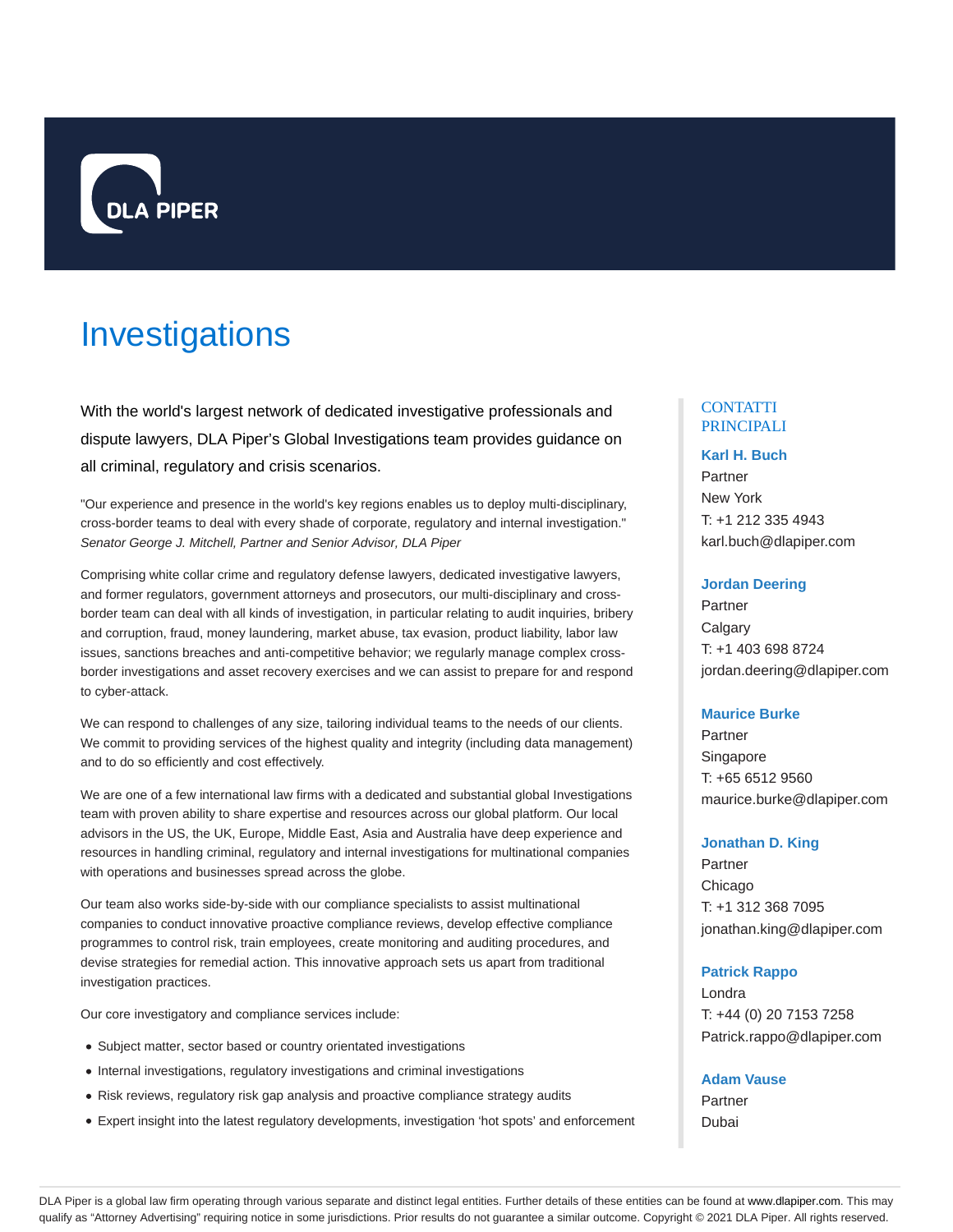DLA PIPER

# Investigations

With the world's largest network of dedicated investigative professionals and dispute lawyers, DLA Piper's Global Investigations team provides guidance on all criminal, regulatory and crisis scenarios.

"Our experience and presence in the world's key regions enables us to deploy multi-disciplinary, cross-border teams to deal with every shade of corporate, regulatory and internal investigation." *Senator George J. Mitchell, Partner and Senior Advisor, DLA Piper*

Comprising white collar crime and regulatory defense lawyers, dedicated investigative lawyers, and former regulators, government attorneys and prosecutors, our multi-disciplinary and cross-border team can deal with all kinds of investigation, in particular relating to audit inquiries, bribery and corruption, fraud, money laundering, market abuse, tax evasion, product liability, labor law issues, sanctions breaches and anti-competitive behavior; we regularly manage complex cross-border investigations and asset recovery exercises and we can assist to prepare for and respond to cyber-attack.

We can respond to challenges of any size, tailoring individual teams to the needs of our clients. We commit to providing services of the highest quality and integrity (including data management) and to do so efficiently and cost effectively.

We are one of a few international law firms with a dedicated and substantial global Investigations team with proven ability to share expertise and resources across our global platform. Our local advisors in the US, the UK, Europe, Middle East, Asia and Australia have deep experience and resources in handling criminal, regulatory and internal investigations for multinational companies with operations and businesses spread across the globe.

Our team also works side-by-side with our compliance specialists to assist multinational companies to conduct innovative proactive compliance reviews, develop effective compliance programmes to control risk, train employees, create monitoring and auditing procedures, and devise strategies for remedial action. This innovative approach sets us apart from traditional investigation practices.

Our core investigatory and compliance services include:

- Subject matter, sector based or country orientated investigations
- Internal investigations, regulatory investigations and criminal investigations
- Risk reviews, regulatory risk gap analysis and proactive compliance strategy audits
- Expert insight into the latest regulatory developments, investigation 'hot spots' and enforcement

## CONTATTI PRINCIPALI

**Karl H. Buch**
Partner
New York
T: +1 212 335 4943
karl.buch@dlapiper.com

**Jordan Deering**
Partner
Calgary
T: +1 403 698 8724
jordan.deering@dlapiper.com

**Maurice Burke**
Partner
Singapore
T: +65 6512 9560
maurice.burke@dlapiper.com

**Jonathan D. King**
Partner
Chicago
T: +1 312 368 7095
jonathan.king@dlapiper.com

**Patrick Rappo**
Londra
T: +44 (0) 20 7153 7258
Patrick.rappo@dlapiper.com

**Adam Vause**
Partner
Dubai

DLA Piper is a global law firm operating through various separate and distinct legal entities. Further details of these entities can be found at www.dlapiper.com. This may qualify as "Attorney Advertising" requiring notice in some jurisdictions. Prior results do not guarantee a similar outcome. Copyright © 2021 DLA Piper. All rights reserved.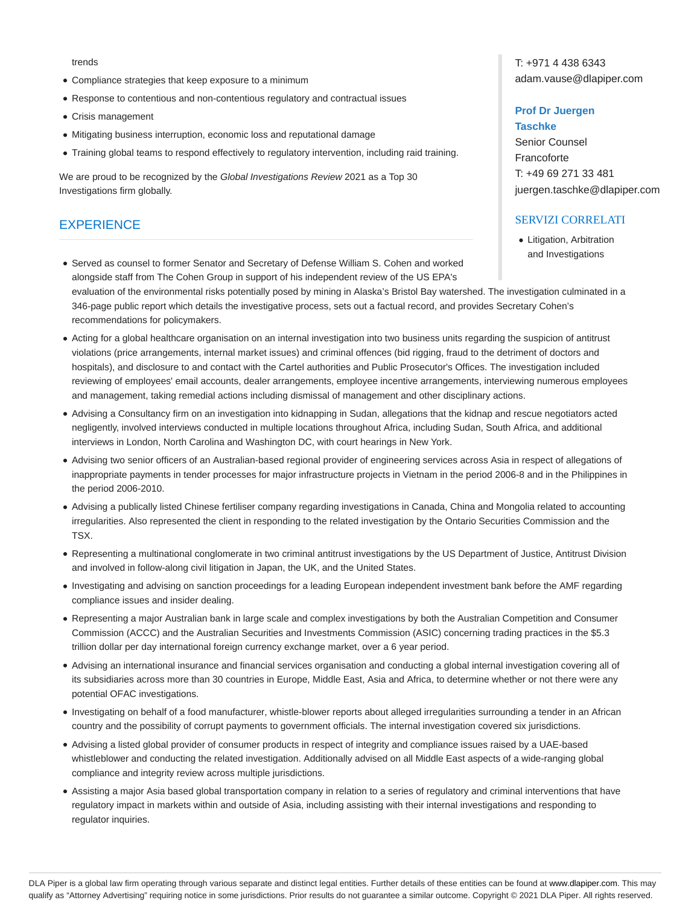trends

- Compliance strategies that keep exposure to a minimum
- Response to contentious and non-contentious regulatory and contractual issues
- Crisis management
- Mitigating business interruption, economic loss and reputational damage
- Training global teams to respond effectively to regulatory intervention, including raid training.

We are proud to be recognized by the *Global Investigations Review* 2021 as a Top 30 Investigations firm globally.

T: +971 4 438 6343
adam.vause@dlapiper.com

**Prof Dr Juergen Taschke**
Senior Counsel
Francoforte
T: +49 69 271 33 481
juergen.taschke@dlapiper.com

## SERVIZI CORRELATI

- Litigation, Arbitration and Investigations

## EXPERIENCE

- Served as counsel to former Senator and Secretary of Defense William S. Cohen and worked alongside staff from The Cohen Group in support of his independent review of the US EPA's evaluation of the environmental risks potentially posed by mining in Alaska's Bristol Bay watershed. The investigation culminated in a 346-page public report which details the investigative process, sets out a factual record, and provides Secretary Cohen's recommendations for policymakers.
- Acting for a global healthcare organisation on an internal investigation into two business units regarding the suspicion of antitrust violations (price arrangements, internal market issues) and criminal offences (bid rigging, fraud to the detriment of doctors and hospitals), and disclosure to and contact with the Cartel authorities and Public Prosecutor's Offices. The investigation included reviewing of employees' email accounts, dealer arrangements, employee incentive arrangements, interviewing numerous employees and management, taking remedial actions including dismissal of management and other disciplinary actions.
- Advising a Consultancy firm on an investigation into kidnapping in Sudan, allegations that the kidnap and rescue negotiators acted negligently, involved interviews conducted in multiple locations throughout Africa, including Sudan, South Africa, and additional interviews in London, North Carolina and Washington DC, with court hearings in New York.
- Advising two senior officers of an Australian-based regional provider of engineering services across Asia in respect of allegations of inappropriate payments in tender processes for major infrastructure projects in Vietnam in the period 2006-8 and in the Philippines in the period 2006-2010.
- Advising a publically listed Chinese fertiliser company regarding investigations in Canada, China and Mongolia related to accounting irregularities. Also represented the client in responding to the related investigation by the Ontario Securities Commission and the TSX.
- Representing a multinational conglomerate in two criminal antitrust investigations by the US Department of Justice, Antitrust Division and involved in follow-along civil litigation in Japan, the UK, and the United States.
- Investigating and advising on sanction proceedings for a leading European independent investment bank before the AMF regarding compliance issues and insider dealing.
- Representing a major Australian bank in large scale and complex investigations by both the Australian Competition and Consumer Commission (ACCC) and the Australian Securities and Investments Commission (ASIC) concerning trading practices in the $5.3 trillion dollar per day international foreign currency exchange market, over a 6 year period.
- Advising an international insurance and financial services organisation and conducting a global internal investigation covering all of its subsidiaries across more than 30 countries in Europe, Middle East, Asia and Africa, to determine whether or not there were any potential OFAC investigations.
- Investigating on behalf of a food manufacturer, whistle-blower reports about alleged irregularities surrounding a tender in an African country and the possibility of corrupt payments to government officials. The internal investigation covered six jurisdictions.
- Advising a listed global provider of consumer products in respect of integrity and compliance issues raised by a UAE-based whistleblower and conducting the related investigation. Additionally advised on all Middle East aspects of a wide-ranging global compliance and integrity review across multiple jurisdictions.
- Assisting a major Asia based global transportation company in relation to a series of regulatory and criminal interventions that have regulatory impact in markets within and outside of Asia, including assisting with their internal investigations and responding to regulator inquiries.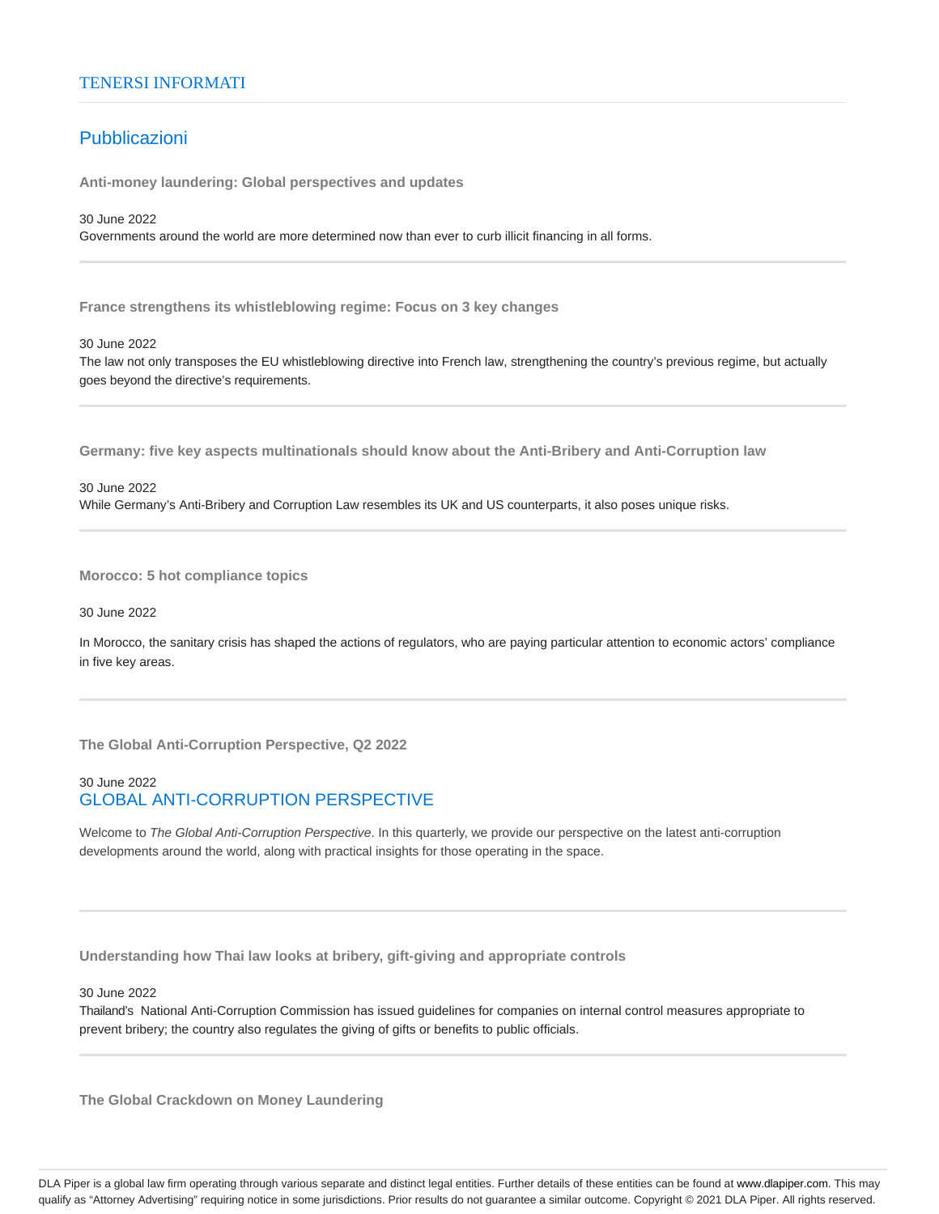## TENERSI INFORMATI

## Pubblicazioni

**Anti-money laundering: Global perspectives and updates**

30 June 2022
Governments around the world are more determined now than ever to curb illicit financing in all forms.

---

**France strengthens its whistleblowing regime: Focus on 3 key changes**

30 June 2022
The law not only transposes the EU whistleblowing directive into French law, strengthening the country's previous regime, but actually goes beyond the directive's requirements.

---

**Germany: five key aspects multinationals should know about the Anti-Bribery and Anti-Corruption law**

30 June 2022
While Germany's Anti-Bribery and Corruption Law resembles its UK and US counterparts, it also poses unique risks.

---

**Morocco: 5 hot compliance topics**

30 June 2022

In Morocco, the sanitary crisis has shaped the actions of regulators, who are paying particular attention to economic actors' compliance in five key areas.

---

**The Global Anti-Corruption Perspective, Q2 2022**

30 June 2022
GLOBAL ANTI-CORRUPTION PERSPECTIVE

Welcome to *The Global Anti-Corruption Perspective*. In this quarterly, we provide our perspective on the latest anti-corruption developments around the world, along with practical insights for those operating in the space.

---

**Understanding how Thai law looks at bribery, gift-giving and appropriate controls**

30 June 2022
Thailand's National Anti-Corruption Commission has issued guidelines for companies on internal control measures appropriate to prevent bribery; the country also regulates the giving of gifts or benefits to public officials.

---

**The Global Crackdown on Money Laundering**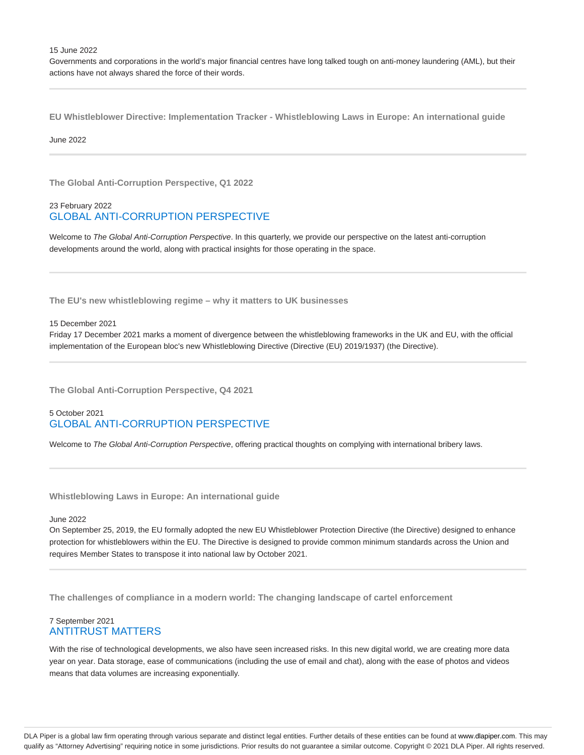15 June 2022

Governments and corporations in the world's major financial centres have long talked tough on anti-money laundering (AML), but their actions have not always shared the force of their words.

---

### EU Whistleblower Directive: Implementation Tracker - Whistleblowing Laws in Europe: An international guide

June 2022

---

### The Global Anti-Corruption Perspective, Q1 2022

23 February 2022

GLOBAL ANTI-CORRUPTION PERSPECTIVE

Welcome to *The Global Anti-Corruption Perspective*. In this quarterly, we provide our perspective on the latest anti-corruption developments around the world, along with practical insights for those operating in the space.

---

### The EU's new whistleblowing regime – why it matters to UK businesses

15 December 2021

Friday 17 December 2021 marks a moment of divergence between the whistleblowing frameworks in the UK and EU, with the official implementation of the European bloc's new Whistleblowing Directive (Directive (EU) 2019/1937) (the Directive).

---

### The Global Anti-Corruption Perspective, Q4 2021

5 October 2021

GLOBAL ANTI-CORRUPTION PERSPECTIVE

Welcome to *The Global Anti-Corruption Perspective*, offering practical thoughts on complying with international bribery laws.

---

### Whistleblowing Laws in Europe: An international guide

June 2022

On September 25, 2019, the EU formally adopted the new EU Whistleblower Protection Directive (the Directive) designed to enhance protection for whistleblowers within the EU. The Directive is designed to provide common minimum standards across the Union and requires Member States to transpose it into national law by October 2021.

---

### The challenges of compliance in a modern world: The changing landscape of cartel enforcement

7 September 2021

ANTITRUST MATTERS

With the rise of technological developments, we also have seen increased risks. In this new digital world, we are creating more data year on year. Data storage, ease of communications (including the use of email and chat), along with the ease of photos and videos means that data volumes are increasing exponentially.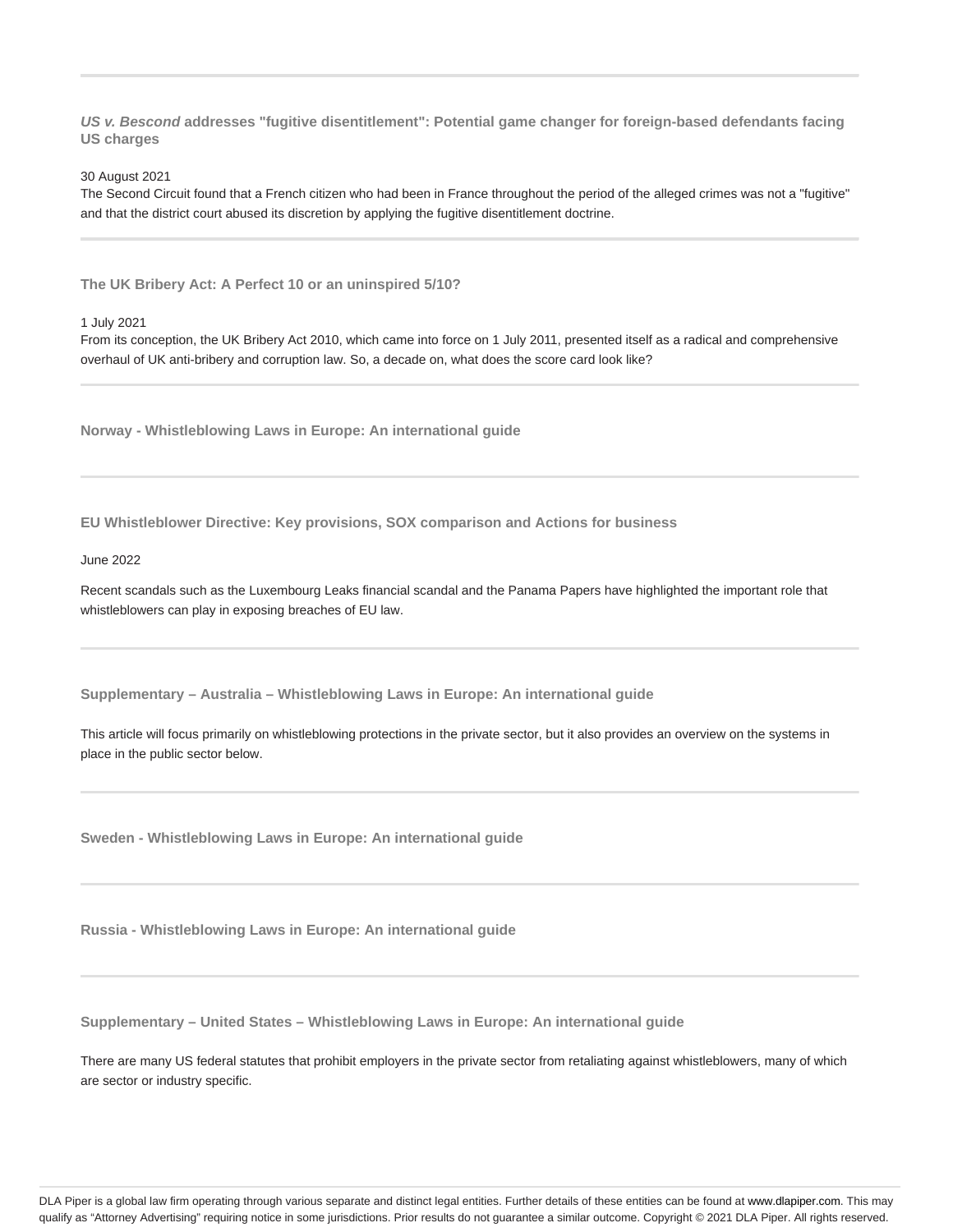### *US v. Bescond* addresses "fugitive disentitlement": Potential game changer for foreign-based defendants facing US charges

30 August 2021

The Second Circuit found that a French citizen who had been in France throughout the period of the alleged crimes was not a "fugitive" and that the district court abused its discretion by applying the fugitive disentitlement doctrine.

---

### The UK Bribery Act: A Perfect 10 or an uninspired 5/10?

1 July 2021

From its conception, the UK Bribery Act 2010, which came into force on 1 July 2011, presented itself as a radical and comprehensive overhaul of UK anti-bribery and corruption law. So, a decade on, what does the score card look like?

---

### Norway - Whistleblowing Laws in Europe: An international guide

---

### EU Whistleblower Directive: Key provisions, SOX comparison and Actions for business

June 2022

Recent scandals such as the Luxembourg Leaks financial scandal and the Panama Papers have highlighted the important role that whistleblowers can play in exposing breaches of EU law.

---

### Supplementary – Australia – Whistleblowing Laws in Europe: An international guide

This article will focus primarily on whistleblowing protections in the private sector, but it also provides an overview on the systems in place in the public sector below.

---

### Sweden - Whistleblowing Laws in Europe: An international guide

---

### Russia - Whistleblowing Laws in Europe: An international guide

---

### Supplementary – United States – Whistleblowing Laws in Europe: An international guide

There are many US federal statutes that prohibit employers in the private sector from retaliating against whistleblowers, many of which are sector or industry specific.

DLA Piper is a global law firm operating through various separate and distinct legal entities. Further details of these entities can be found at www.dlapiper.com. This may qualify as "Attorney Advertising" requiring notice in some jurisdictions. Prior results do not guarantee a similar outcome. Copyright © 2021 DLA Piper. All rights reserved.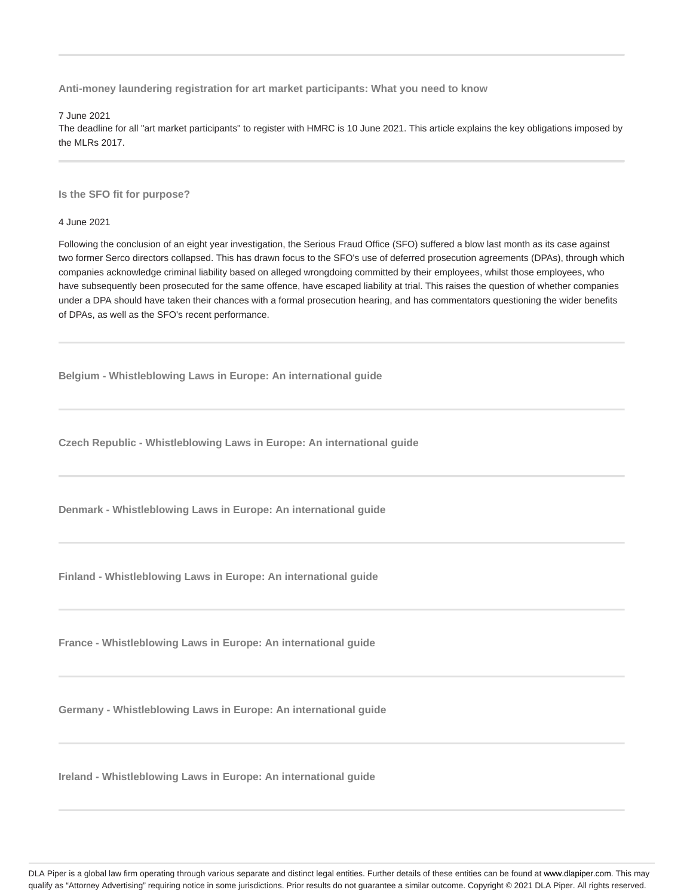**Anti-money laundering registration for art market participants: What you need to know**

7 June 2021

The deadline for all "art market participants" to register with HMRC is 10 June 2021. This article explains the key obligations imposed by the MLRs 2017.

---

**Is the SFO fit for purpose?**

4 June 2021

Following the conclusion of an eight year investigation, the Serious Fraud Office (SFO) suffered a blow last month as its case against two former Serco directors collapsed. This has drawn focus to the SFO's use of deferred prosecution agreements (DPAs), through which companies acknowledge criminal liability based on alleged wrongdoing committed by their employees, whilst those employees, who have subsequently been prosecuted for the same offence, have escaped liability at trial. This raises the question of whether companies under a DPA should have taken their chances with a formal prosecution hearing, and has commentators questioning the wider benefits of DPAs, as well as the SFO's recent performance.

---

**Belgium - Whistleblowing Laws in Europe: An international guide**

---

**Czech Republic - Whistleblowing Laws in Europe: An international guide**

---

**Denmark - Whistleblowing Laws in Europe: An international guide**

---

**Finland - Whistleblowing Laws in Europe: An international guide**

---

**France - Whistleblowing Laws in Europe: An international guide**

---

**Germany - Whistleblowing Laws in Europe: An international guide**

---

**Ireland - Whistleblowing Laws in Europe: An international guide**

---

DLA Piper is a global law firm operating through various separate and distinct legal entities. Further details of these entities can be found at www.dlapiper.com. This may qualify as "Attorney Advertising" requiring notice in some jurisdictions. Prior results do not guarantee a similar outcome. Copyright © 2021 DLA Piper. All rights reserved.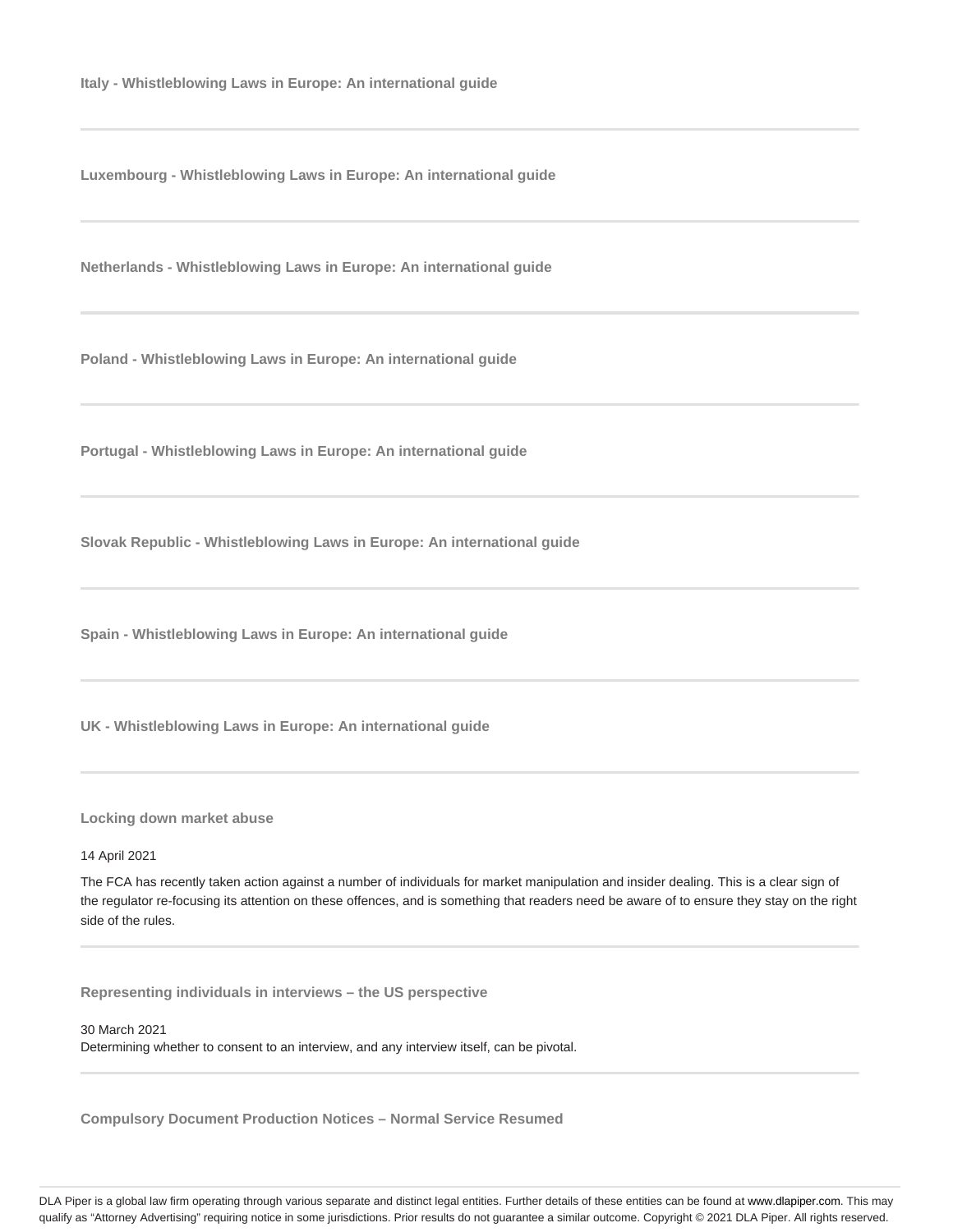**Italy - Whistleblowing Laws in Europe: An international guide**

---

**Luxembourg - Whistleblowing Laws in Europe: An international guide**

---

**Netherlands - Whistleblowing Laws in Europe: An international guide**

---

**Poland - Whistleblowing Laws in Europe: An international guide**

---

**Portugal - Whistleblowing Laws in Europe: An international guide**

---

**Slovak Republic - Whistleblowing Laws in Europe: An international guide**

---

**Spain - Whistleblowing Laws in Europe: An international guide**

---

**UK - Whistleblowing Laws in Europe: An international guide**

---

**Locking down market abuse**

14 April 2021

The FCA has recently taken action against a number of individuals for market manipulation and insider dealing. This is a clear sign of the regulator re-focusing its attention on these offences, and is something that readers need be aware of to ensure they stay on the right side of the rules.

---

**Representing individuals in interviews – the US perspective**

30 March 2021

Determining whether to consent to an interview, and any interview itself, can be pivotal.

---

**Compulsory Document Production Notices – Normal Service Resumed**

DLA Piper is a global law firm operating through various separate and distinct legal entities. Further details of these entities can be found at www.dlapiper.com. This may qualify as "Attorney Advertising" requiring notice in some jurisdictions. Prior results do not guarantee a similar outcome. Copyright © 2021 DLA Piper. All rights reserved.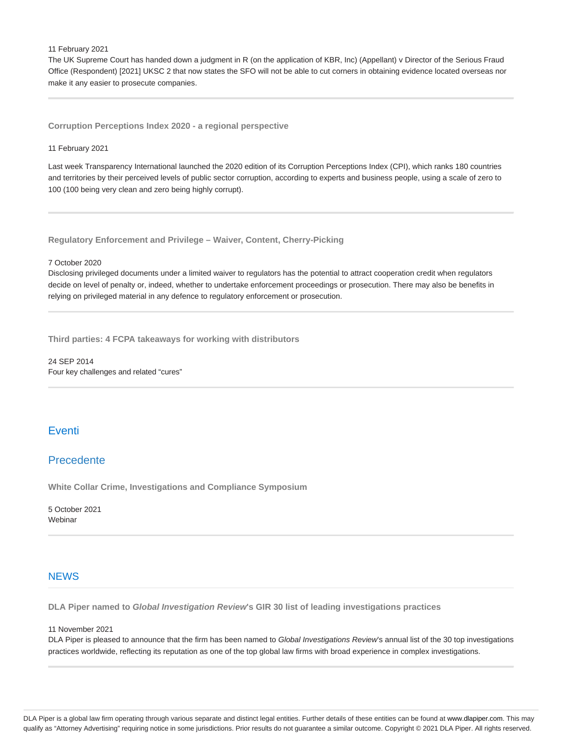11 February 2021

The UK Supreme Court has handed down a judgment in R (on the application of KBR, Inc) (Appellant) v Director of the Serious Fraud Office (Respondent) [2021] UKSC 2 that now states the SFO will not be able to cut corners in obtaining evidence located overseas nor make it any easier to prosecute companies.

---

**Corruption Perceptions Index 2020 - a regional perspective**

11 February 2021

Last week Transparency International launched the 2020 edition of its Corruption Perceptions Index (CPI), which ranks 180 countries and territories by their perceived levels of public sector corruption, according to experts and business people, using a scale of zero to 100 (100 being very clean and zero being highly corrupt).

---

**Regulatory Enforcement and Privilege – Waiver, Content, Cherry-Picking**

7 October 2020

Disclosing privileged documents under a limited waiver to regulators has the potential to attract cooperation credit when regulators decide on level of penalty or, indeed, whether to undertake enforcement proceedings or prosecution. There may also be benefits in relying on privileged material in any defence to regulatory enforcement or prosecution.

---

**Third parties: 4 FCPA takeaways for working with distributors**

24 SEP 2014

Four key challenges and related "cures"

---

## Eventi

## Precedente

**White Collar Crime, Investigations and Compliance Symposium**

5 October 2021

Webinar

---

## NEWS

**DLA Piper named to *Global Investigation Review*'s GIR 30 list of leading investigations practices**

11 November 2021

DLA Piper is pleased to announce that the firm has been named to *Global Investigations Review*'s annual list of the 30 top investigations practices worldwide, reflecting its reputation as one of the top global law firms with broad experience in complex investigations.

---

DLA Piper is a global law firm operating through various separate and distinct legal entities. Further details of these entities can be found at www.dlapiper.com. This may qualify as "Attorney Advertising" requiring notice in some jurisdictions. Prior results do not guarantee a similar outcome. Copyright © 2021 DLA Piper. All rights reserved.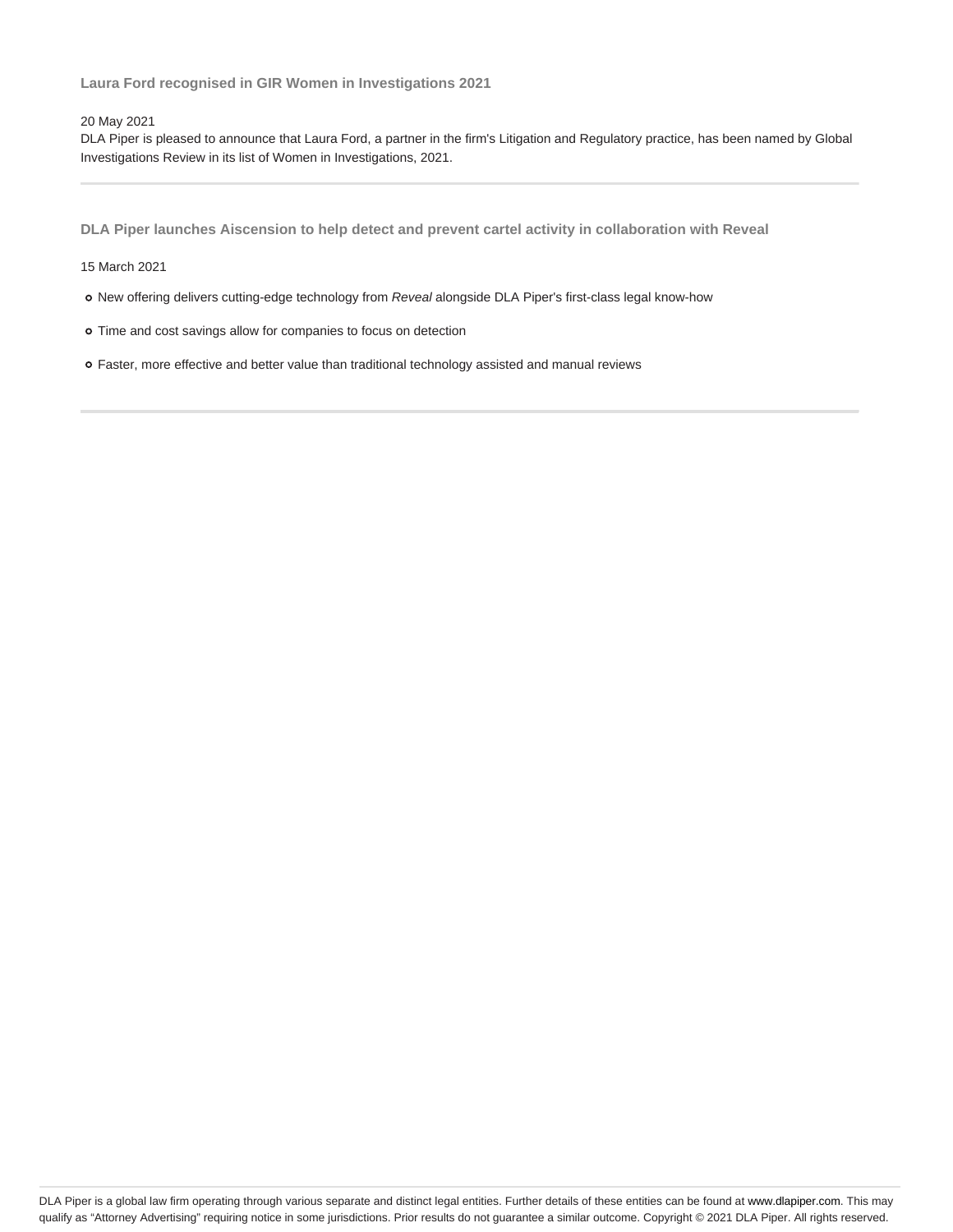### Laura Ford recognised in GIR Women in Investigations 2021

20 May 2021

DLA Piper is pleased to announce that Laura Ford, a partner in the firm's Litigation and Regulatory practice, has been named by Global Investigations Review in its list of Women in Investigations, 2021.

---

### DLA Piper launches Aiscension to help detect and prevent cartel activity in collaboration with Reveal

15 March 2021

- New offering delivers cutting-edge technology from *Reveal* alongside DLA Piper's first-class legal know-how
- Time and cost savings allow for companies to focus on detection
- Faster, more effective and better value than traditional technology assisted and manual reviews

---

DLA Piper is a global law firm operating through various separate and distinct legal entities. Further details of these entities can be found at www.dlapiper.com. This may qualify as “Attorney Advertising” requiring notice in some jurisdictions. Prior results do not guarantee a similar outcome. Copyright © 2021 DLA Piper. All rights reserved.